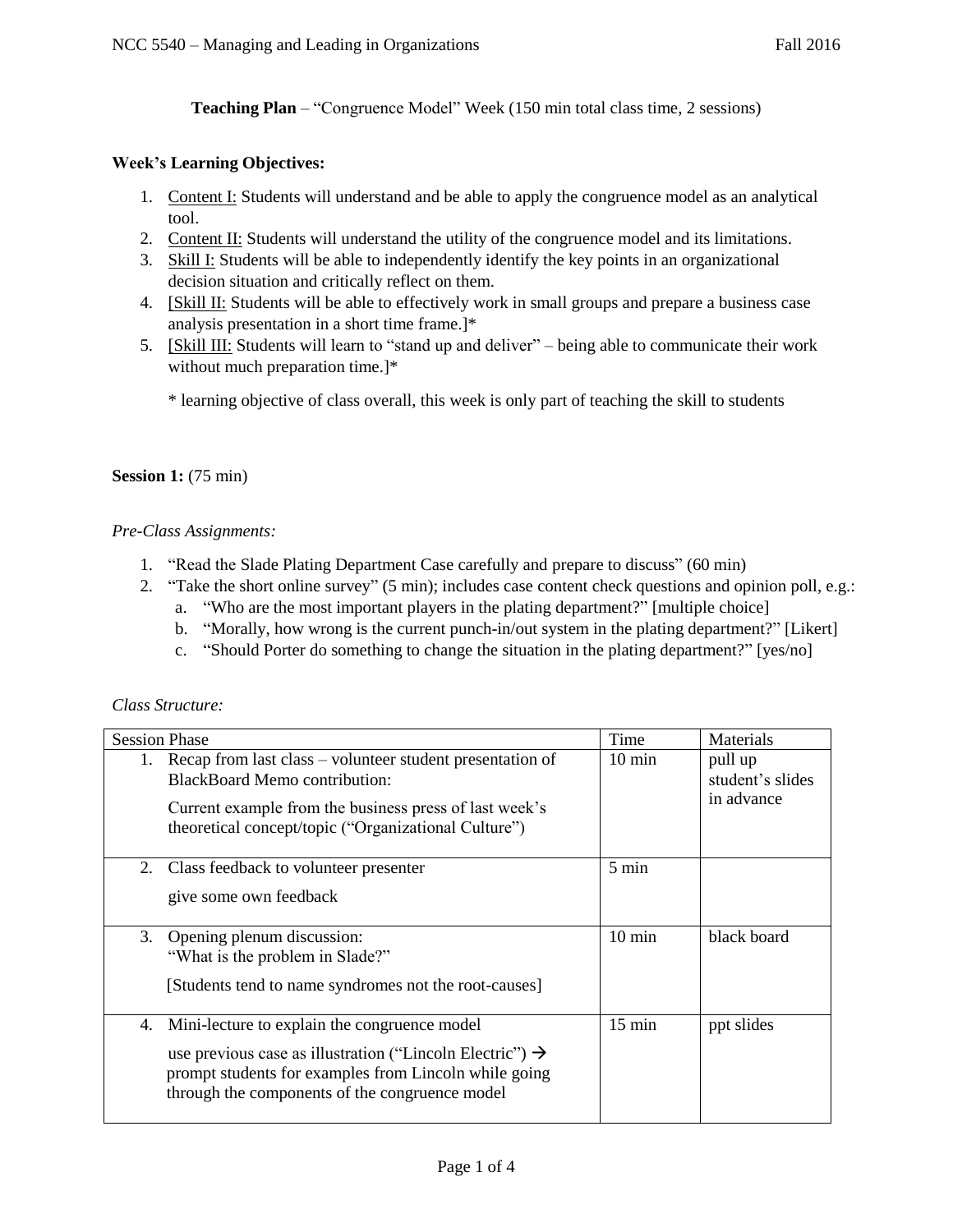**Teaching Plan** – "Congruence Model" Week (150 min total class time, 2 sessions)

**Week's Learning Objectives:**

1. Content I: Students will understand and be able to apply the congruence model as an analytical tool.
2. Content II: Students will understand the utility of the congruence model and its limitations.
3. Skill I: Students will be able to independently identify the key points in an organizational decision situation and critically reflect on them.
4. [Skill II: Students will be able to effectively work in small groups and prepare a business case analysis presentation in a short time frame.]*
5. [Skill III: Students will learn to "stand up and deliver" – being able to communicate their work without much preparation time.]*

   * learning objective of class overall, this week is only part of teaching the skill to students

**Session 1:** (75 min)

*Pre-Class Assignments:*

1. "Read the Slade Plating Department Case carefully and prepare to discuss" (60 min)
2. "Take the short online survey" (5 min); includes case content check questions and opinion poll, e.g.:
   a. "Who are the most important players in the plating department?" [multiple choice]
   b. "Morally, how wrong is the current punch-in/out system in the plating department?" [Likert]
   c. "Should Porter do something to change the situation in the plating department?" [yes/no]

*Class Structure:*

| Session Phase | Time | Materials |
|---|---|---|
| 1. Recap from last class – volunteer student presentation of BlackBoard Memo contribution:<br>Current example from the business press of last week's theoretical concept/topic ("Organizational Culture") | 10 min | pull up student's slides in advance |
| 2. Class feedback to volunteer presenter<br>give some own feedback | 5 min | |
| 3. Opening plenum discussion:<br>"What is the problem in Slade?"<br>[Students tend to name syndromes not the root-causes] | 10 min | black board |
| 4. Mini-lecture to explain the congruence model<br>use previous case as illustration ("Lincoln Electric") → prompt students for examples from Lincoln while going through the components of the congruence model | 15 min | ppt slides |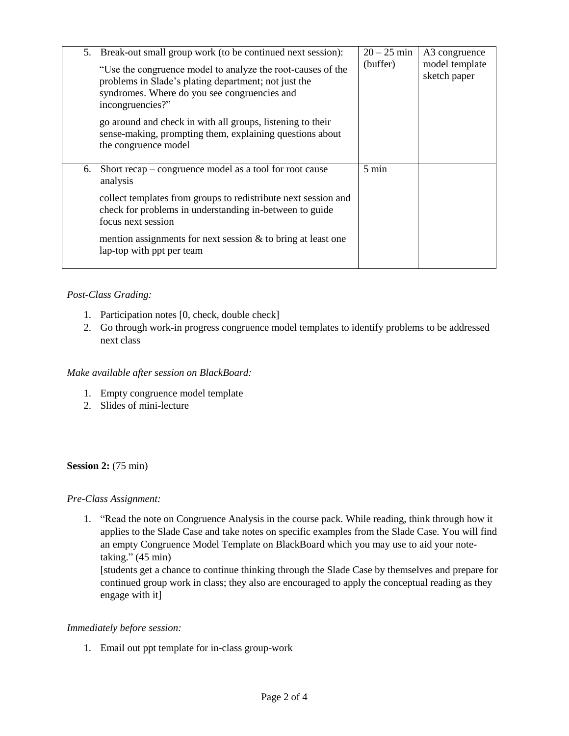| | | |
|---|---|---|
| 5. Break-out small group work (to be continued next session):<br><br>"Use the congruence model to analyze the root-causes of the problems in Slade's plating department; not just the syndromes. Where do you see congruencies and incongruencies?"<br><br>go around and check in with all groups, listening to their sense-making, prompting them, explaining questions about the congruence model | 20 – 25 min (buffer) | A3 congruence model template sketch paper |
| 6. Short recap – congruence model as a tool for root cause analysis<br><br>collect templates from groups to redistribute next session and check for problems in understanding in-between to guide focus next session<br><br>mention assignments for next session & to bring at least one lap-top with ppt per team | 5 min | |

*Post-Class Grading:*

1. Participation notes [0, check, double check]
2. Go through work-in progress congruence model templates to identify problems to be addressed next class

*Make available after session on BlackBoard:*

1. Empty congruence model template
2. Slides of mini-lecture

**Session 2:** (75 min)

*Pre-Class Assignment:*

1. "Read the note on Congruence Analysis in the course pack. While reading, think through how it applies to the Slade Case and take notes on specific examples from the Slade Case. You will find an empty Congruence Model Template on BlackBoard which you may use to aid your note-taking." (45 min)
   [students get a chance to continue thinking through the Slade Case by themselves and prepare for continued group work in class; they also are encouraged to apply the conceptual reading as they engage with it]

*Immediately before session:*

1. Email out ppt template for in-class group-work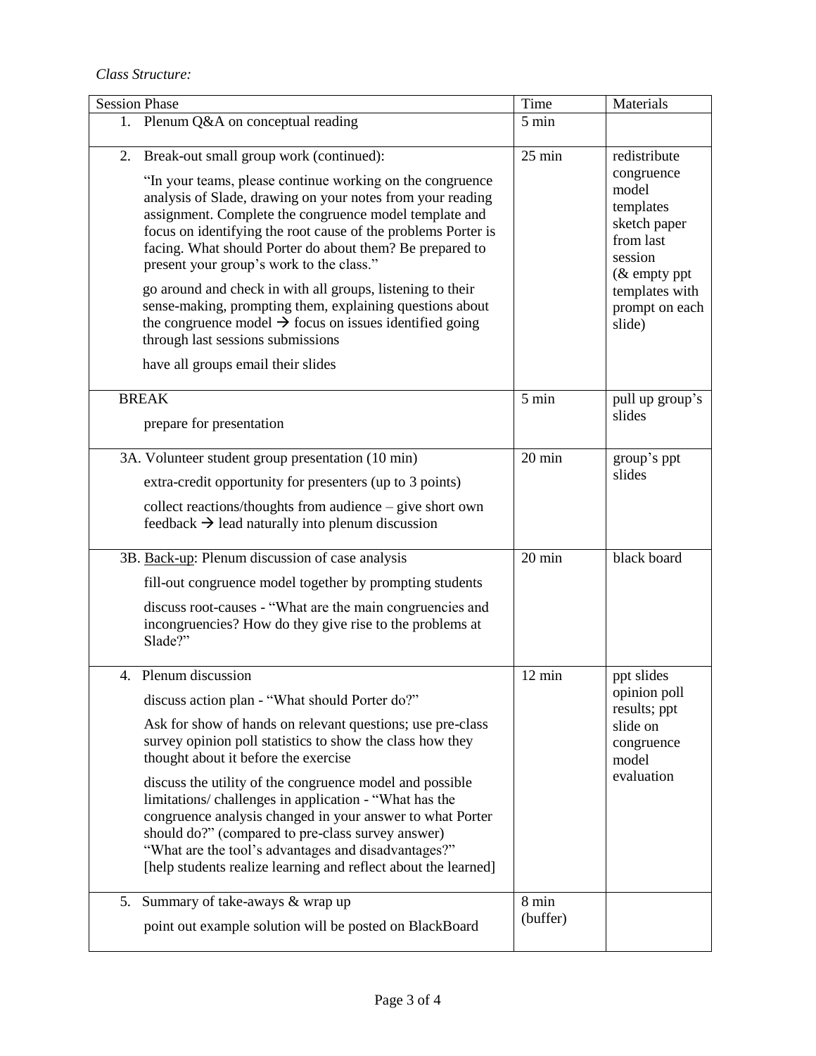*Class Structure:*

| Session Phase | Time | Materials |
| --- | --- | --- |
| 1. Plenum Q&A on conceptual reading | 5 min | |
| 2. Break-out small group work (continued):<br><br>"In your teams, please continue working on the congruence analysis of Slade, drawing on your notes from your reading assignment. Complete the congruence model template and focus on identifying the root cause of the problems Porter is facing. What should Porter do about them? Be prepared to present your group's work to the class."<br><br>go around and check in with all groups, listening to their sense-making, prompting them, explaining questions about the congruence model → focus on issues identified going through last sessions submissions<br><br>have all groups email their slides | 25 min | redistribute congruence model templates sketch paper from last session (& empty ppt templates with prompt on each slide) |
| BREAK<br><br>prepare for presentation | 5 min | pull up group's slides |
| 3A. Volunteer student group presentation (10 min)<br><br>extra-credit opportunity for presenters (up to 3 points)<br><br>collect reactions/thoughts from audience – give short own feedback → lead naturally into plenum discussion | 20 min | group's ppt slides |
| 3B. <u>Back-up</u>: Plenum discussion of case analysis<br><br>fill-out congruence model together by prompting students<br><br>discuss root-causes - "What are the main congruencies and incongruencies? How do they give rise to the problems at Slade?" | 20 min | black board |
| 4. Plenum discussion<br><br>discuss action plan - "What should Porter do?"<br><br>Ask for show of hands on relevant questions; use pre-class survey opinion poll statistics to show the class how they thought about it before the exercise<br><br>discuss the utility of the congruence model and possible limitations/ challenges in application - "What has the congruence analysis changed in your answer to what Porter should do?" (compared to pre-class survey answer) "What are the tool's advantages and disadvantages?" [help students realize learning and reflect about the learned] | 12 min | ppt slides opinion poll results; ppt slide on congruence model evaluation |
| 5. Summary of take-aways & wrap up<br><br>point out example solution will be posted on BlackBoard | 8 min (buffer) | |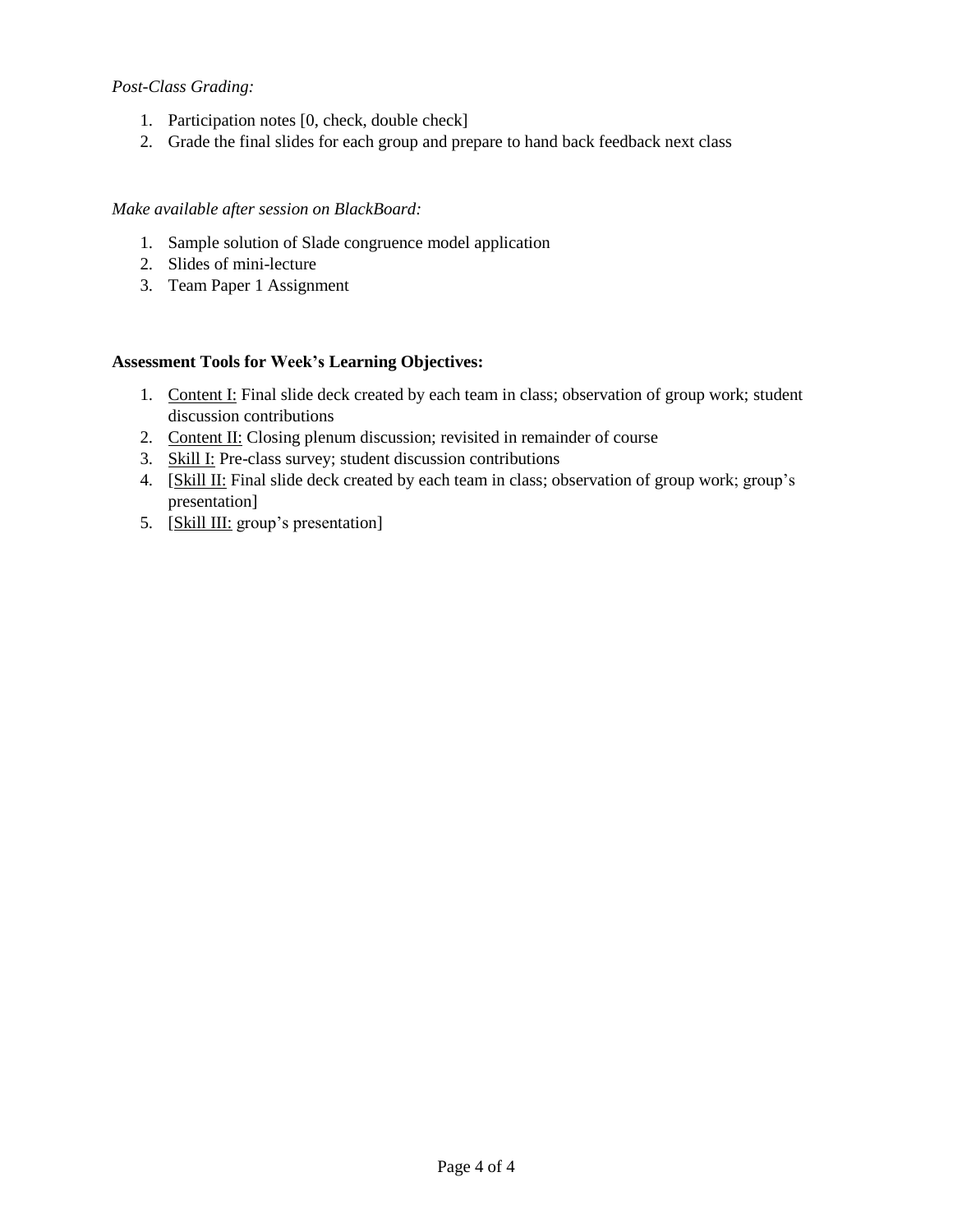*Post-Class Grading:*

1. Participation notes [0, check, double check]
2. Grade the final slides for each group and prepare to hand back feedback next class

*Make available after session on BlackBoard:*

1. Sample solution of Slade congruence model application
2. Slides of mini-lecture
3. Team Paper 1 Assignment

**Assessment Tools for Week's Learning Objectives:**

1. <u>Content I:</u> Final slide deck created by each team in class; observation of group work; student discussion contributions
2. <u>Content II:</u> Closing plenum discussion; revisited in remainder of course
3. <u>Skill I:</u> Pre-class survey; student discussion contributions
4. [<u>Skill II:</u> Final slide deck created by each team in class; observation of group work; group's presentation]
5. [<u>Skill III:</u> group's presentation]